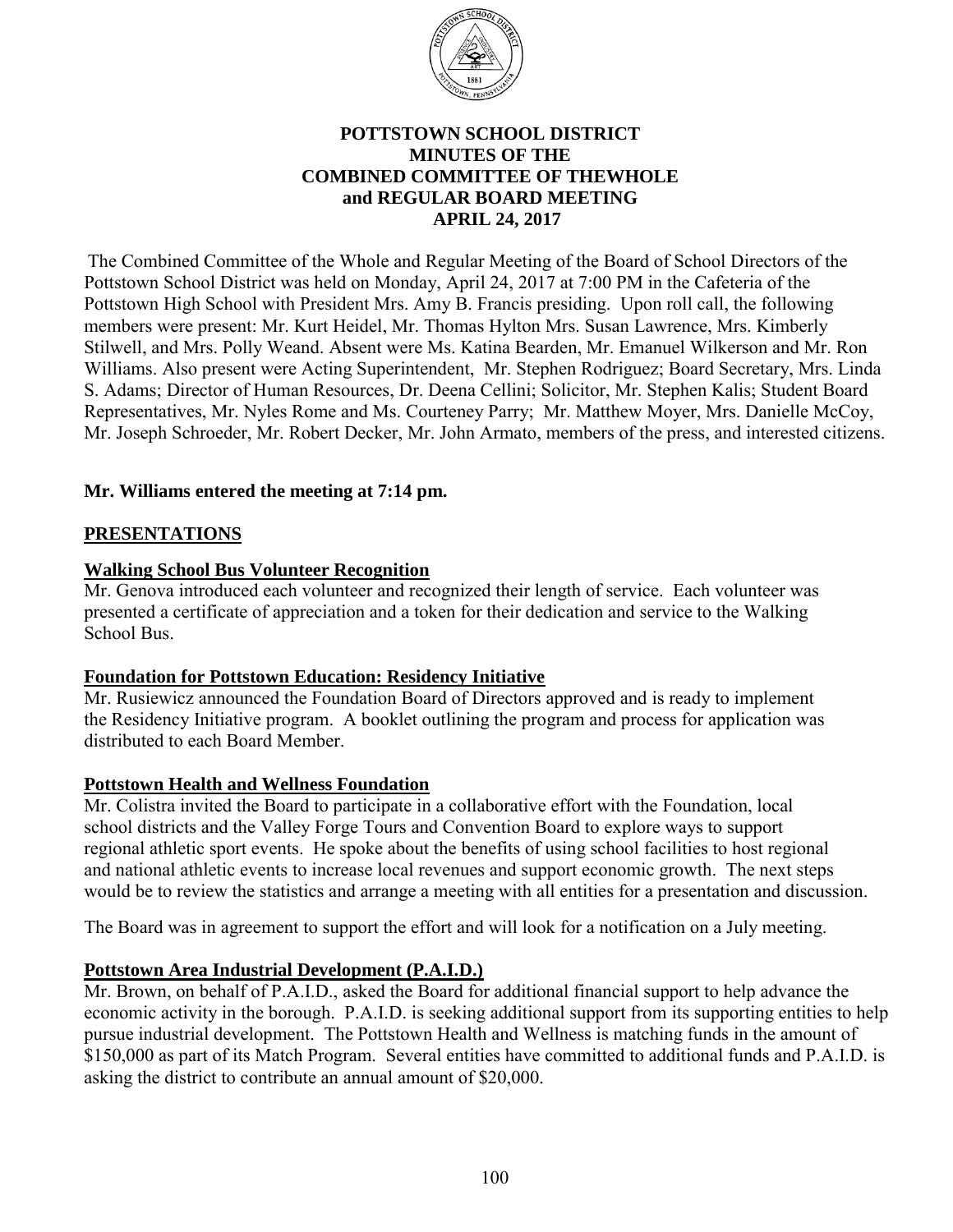# POTTSTOWN SCHOOL DISTRICT
## MINUTES OF THE
## COMBINED COMMITTEE OF THEWHOLE
## and REGULAR BOARD MEETING
## APRIL 24, 2017

The Combined Committee of the Whole and Regular Meeting of the Board of School Directors of the Pottstown School District was held on Monday, April 24, 2017 at 7:00 PM in the Cafeteria of the Pottstown High School with President Mrs. Amy B. Francis presiding. Upon roll call, the following members were present: Mr. Kurt Heidel, Mr. Thomas Hylton Mrs. Susan Lawrence, Mrs. Kimberly Stilwell, and Mrs. Polly Weand. Absent were Ms. Katina Bearden, Mr. Emanuel Wilkerson and Mr. Ron Williams. Also present were Acting Superintendent, Mr. Stephen Rodriguez; Board Secretary, Mrs. Linda S. Adams; Director of Human Resources, Dr. Deena Cellini; Solicitor, Mr. Stephen Kalis; Student Board Representatives, Mr. Nyles Rome and Ms. Courteney Parry; Mr. Matthew Moyer, Mrs. Danielle McCoy, Mr. Joseph Schroeder, Mr. Robert Decker, Mr. John Armato, members of the press, and interested citizens.

**Mr. Williams entered the meeting at 7:14 pm.**

**PRESENTATIONS**

**Walking School Bus Volunteer Recognition**
Mr. Genova introduced each volunteer and recognized their length of service. Each volunteer was presented a certificate of appreciation and a token for their dedication and service to the Walking School Bus.

**Foundation for Pottstown Education: Residency Initiative**
Mr. Rusiewicz announced the Foundation Board of Directors approved and is ready to implement the Residency Initiative program. A booklet outlining the program and process for application was distributed to each Board Member.

**Pottstown Health and Wellness Foundation**
Mr. Colistra invited the Board to participate in a collaborative effort with the Foundation, local school districts and the Valley Forge Tours and Convention Board to explore ways to support regional athletic sport events. He spoke about the benefits of using school facilities to host regional and national athletic events to increase local revenues and support economic growth. The next steps would be to review the statistics and arrange a meeting with all entities for a presentation and discussion.

The Board was in agreement to support the effort and will look for a notification on a July meeting.

**Pottstown Area Industrial Development (P.A.I.D.)**
Mr. Brown, on behalf of P.A.I.D., asked the Board for additional financial support to help advance the economic activity in the borough. P.A.I.D. is seeking additional support from its supporting entities to help pursue industrial development. The Pottstown Health and Wellness is matching funds in the amount of $150,000 as part of its Match Program. Several entities have committed to additional funds and P.A.I.D. is asking the district to contribute an annual amount of $20,000.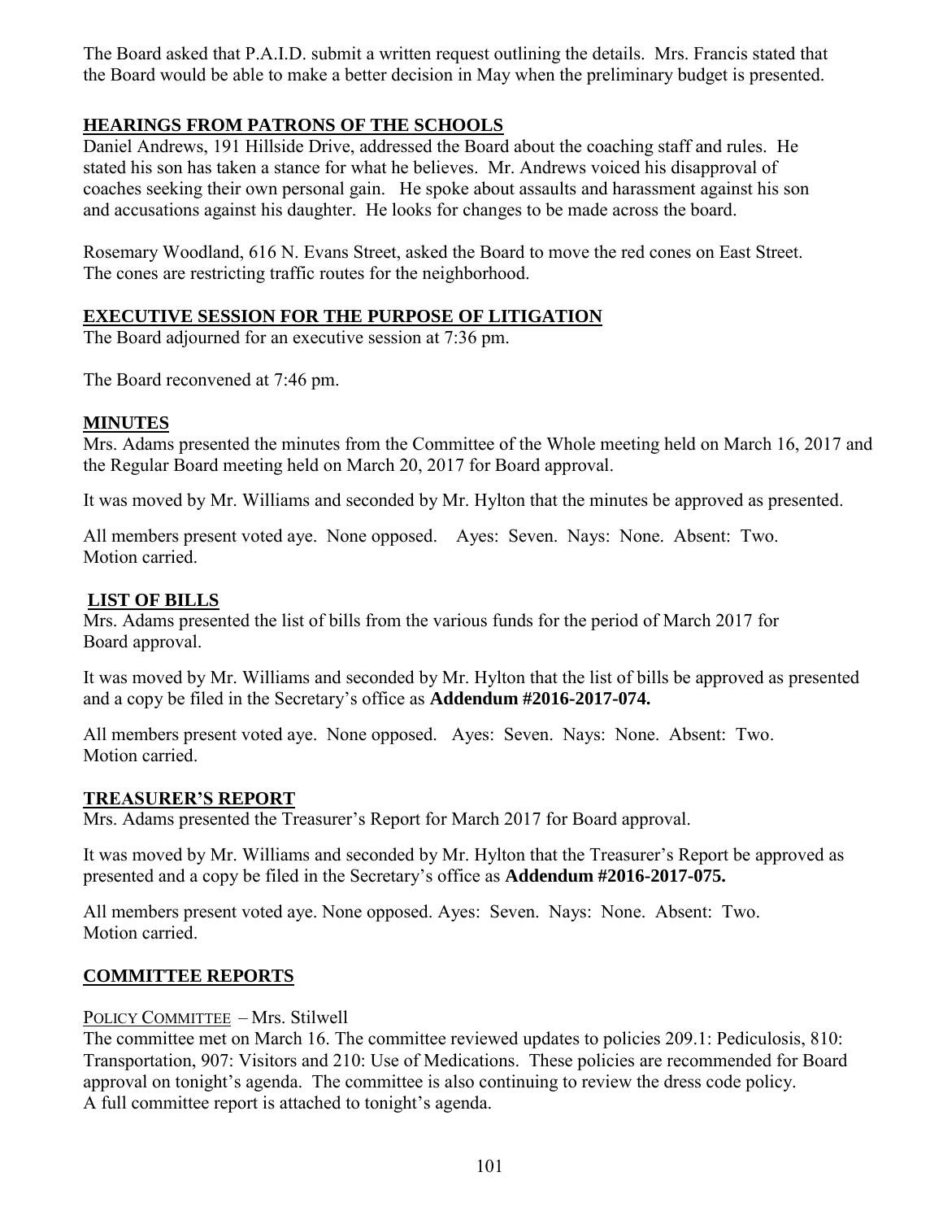The Board asked that P.A.I.D. submit a written request outlining the details. Mrs. Francis stated that the Board would be able to make a better decision in May when the preliminary budget is presented.

## HEARINGS FROM PATRONS OF THE SCHOOLS

Daniel Andrews, 191 Hillside Drive, addressed the Board about the coaching staff and rules. He stated his son has taken a stance for what he believes. Mr. Andrews voiced his disapproval of coaches seeking their own personal gain. He spoke about assaults and harassment against his son and accusations against his daughter. He looks for changes to be made across the board.

Rosemary Woodland, 616 N. Evans Street, asked the Board to move the red cones on East Street. The cones are restricting traffic routes for the neighborhood.

## EXECUTIVE SESSION FOR THE PURPOSE OF LITIGATION

The Board adjourned for an executive session at 7:36 pm.

The Board reconvened at 7:46 pm.

## MINUTES

Mrs. Adams presented the minutes from the Committee of the Whole meeting held on March 16, 2017 and the Regular Board meeting held on March 20, 2017 for Board approval.

It was moved by Mr. Williams and seconded by Mr. Hylton that the minutes be approved as presented.

All members present voted aye. None opposed. Ayes: Seven. Nays: None. Absent: Two. Motion carried.

## LIST OF BILLS

Mrs. Adams presented the list of bills from the various funds for the period of March 2017 for Board approval.

It was moved by Mr. Williams and seconded by Mr. Hylton that the list of bills be approved as presented and a copy be filed in the Secretary's office as **Addendum #2016-2017-074.**

All members present voted aye. None opposed. Ayes: Seven. Nays: None. Absent: Two. Motion carried.

## TREASURER'S REPORT

Mrs. Adams presented the Treasurer's Report for March 2017 for Board approval.

It was moved by Mr. Williams and seconded by Mr. Hylton that the Treasurer's Report be approved as presented and a copy be filed in the Secretary's office as **Addendum #2016-2017-075.**

All members present voted aye. None opposed. Ayes: Seven. Nays: None. Absent: Two. Motion carried.

## COMMITTEE REPORTS

POLICY COMMITTEE – Mrs. Stilwell

The committee met on March 16. The committee reviewed updates to policies 209.1: Pediculosis, 810: Transportation, 907: Visitors and 210: Use of Medications. These policies are recommended for Board approval on tonight's agenda. The committee is also continuing to review the dress code policy. A full committee report is attached to tonight's agenda.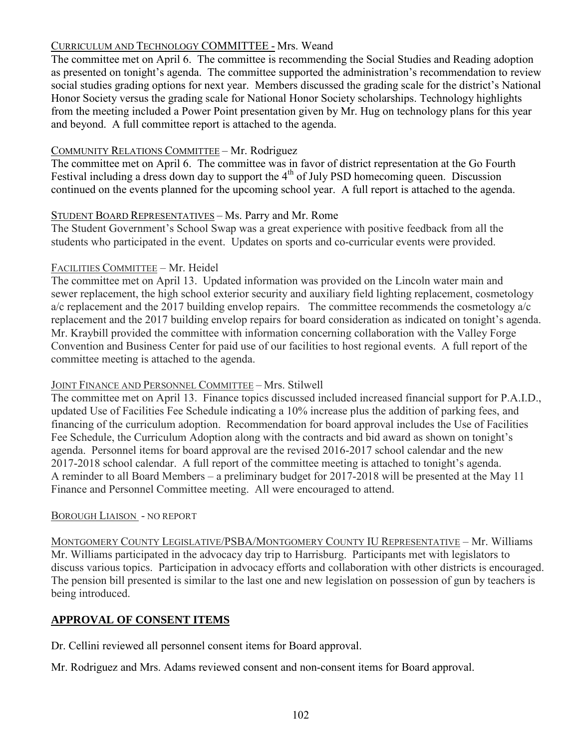CURRICULUM AND TECHNOLOGY COMMITTEE - Mrs. Weand

The committee met on April 6. The committee is recommending the Social Studies and Reading adoption as presented on tonight's agenda. The committee supported the administration's recommendation to review social studies grading options for next year. Members discussed the grading scale for the district's National Honor Society versus the grading scale for National Honor Society scholarships. Technology highlights from the meeting included a Power Point presentation given by Mr. Hug on technology plans for this year and beyond. A full committee report is attached to the agenda.

COMMUNITY RELATIONS COMMITTEE – Mr. Rodriguez

The committee met on April 6. The committee was in favor of district representation at the Go Fourth Festival including a dress down day to support the 4th of July PSD homecoming queen. Discussion continued on the events planned for the upcoming school year. A full report is attached to the agenda.

STUDENT BOARD REPRESENTATIVES – Ms. Parry and Mr. Rome

The Student Government's School Swap was a great experience with positive feedback from all the students who participated in the event. Updates on sports and co-curricular events were provided.

FACILITIES COMMITTEE – Mr. Heidel

The committee met on April 13. Updated information was provided on the Lincoln water main and sewer replacement, the high school exterior security and auxiliary field lighting replacement, cosmetology a/c replacement and the 2017 building envelop repairs. The committee recommends the cosmetology a/c replacement and the 2017 building envelop repairs for board consideration as indicated on tonight's agenda. Mr. Kraybill provided the committee with information concerning collaboration with the Valley Forge Convention and Business Center for paid use of our facilities to host regional events. A full report of the committee meeting is attached to the agenda.

JOINT FINANCE AND PERSONNEL COMMITTEE – Mrs. Stilwell

The committee met on April 13. Finance topics discussed included increased financial support for P.A.I.D., updated Use of Facilities Fee Schedule indicating a 10% increase plus the addition of parking fees, and financing of the curriculum adoption. Recommendation for board approval includes the Use of Facilities Fee Schedule, the Curriculum Adoption along with the contracts and bid award as shown on tonight's agenda. Personnel items for board approval are the revised 2016-2017 school calendar and the new 2017-2018 school calendar. A full report of the committee meeting is attached to tonight's agenda. A reminder to all Board Members – a preliminary budget for 2017-2018 will be presented at the May 11 Finance and Personnel Committee meeting. All were encouraged to attend.

BOROUGH LIAISON - NO REPORT

MONTGOMERY COUNTY LEGISLATIVE/PSBA/MONTGOMERY COUNTY IU REPRESENTATIVE – Mr. Williams

Mr. Williams participated in the advocacy day trip to Harrisburg. Participants met with legislators to discuss various topics. Participation in advocacy efforts and collaboration with other districts is encouraged. The pension bill presented is similar to the last one and new legislation on possession of gun by teachers is being introduced.

## APPROVAL OF CONSENT ITEMS

Dr. Cellini reviewed all personnel consent items for Board approval.

Mr. Rodriguez and Mrs. Adams reviewed consent and non-consent items for Board approval.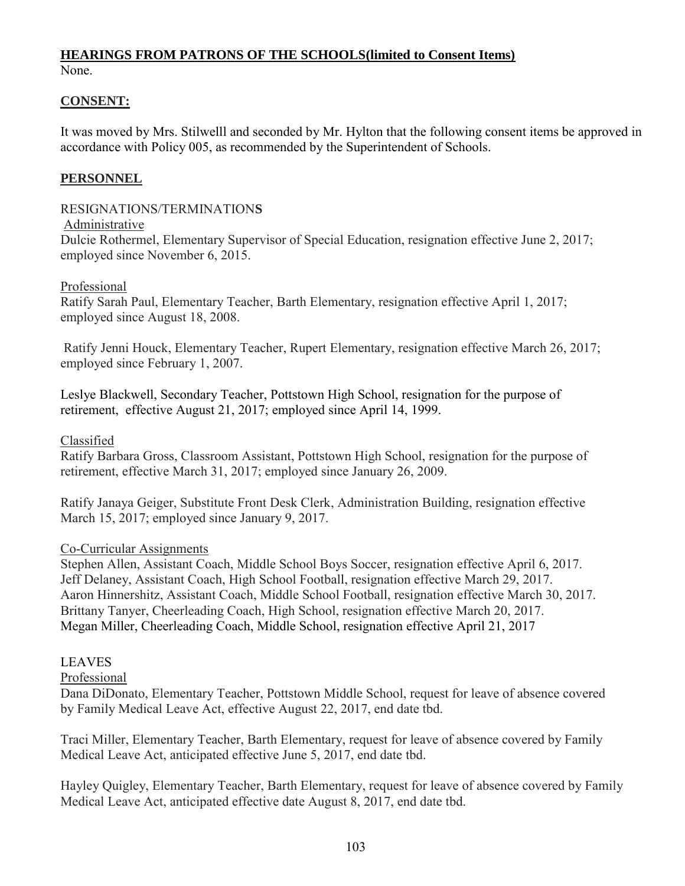## HEARINGS FROM PATRONS OF THE SCHOOLS(limited to Consent Items)

None.

## CONSENT:

It was moved by Mrs. Stilwelll and seconded by Mr. Hylton that the following consent items be approved in accordance with Policy 005, as recommended by the Superintendent of Schools.

## PERSONNEL

RESIGNATIONS/TERMINATIONS

Administrative

Dulcie Rothermel, Elementary Supervisor of Special Education, resignation effective June 2, 2017; employed since November 6, 2015.

Professional

Ratify Sarah Paul, Elementary Teacher, Barth Elementary, resignation effective April 1, 2017; employed since August 18, 2008.

Ratify Jenni Houck, Elementary Teacher, Rupert Elementary, resignation effective March 26, 2017; employed since February 1, 2007.

Leslye Blackwell, Secondary Teacher, Pottstown High School, resignation for the purpose of retirement, effective August 21, 2017; employed since April 14, 1999.

Classified

Ratify Barbara Gross, Classroom Assistant, Pottstown High School, resignation for the purpose of retirement, effective March 31, 2017; employed since January 26, 2009.

Ratify Janaya Geiger, Substitute Front Desk Clerk, Administration Building, resignation effective March 15, 2017; employed since January 9, 2017.

Co-Curricular Assignments

Stephen Allen, Assistant Coach, Middle School Boys Soccer, resignation effective April 6, 2017.
Jeff Delaney, Assistant Coach, High School Football, resignation effective March 29, 2017.
Aaron Hinnershitz, Assistant Coach, Middle School Football, resignation effective March 30, 2017.
Brittany Tanyer, Cheerleading Coach, High School, resignation effective March 20, 2017.
Megan Miller, Cheerleading Coach, Middle School, resignation effective April 21, 2017

LEAVES

Professional

Dana DiDonato, Elementary Teacher, Pottstown Middle School, request for leave of absence covered by Family Medical Leave Act, effective August 22, 2017, end date tbd.

Traci Miller, Elementary Teacher, Barth Elementary, request for leave of absence covered by Family Medical Leave Act, anticipated effective June 5, 2017, end date tbd.

Hayley Quigley, Elementary Teacher, Barth Elementary, request for leave of absence covered by Family Medical Leave Act, anticipated effective date August 8, 2017, end date tbd.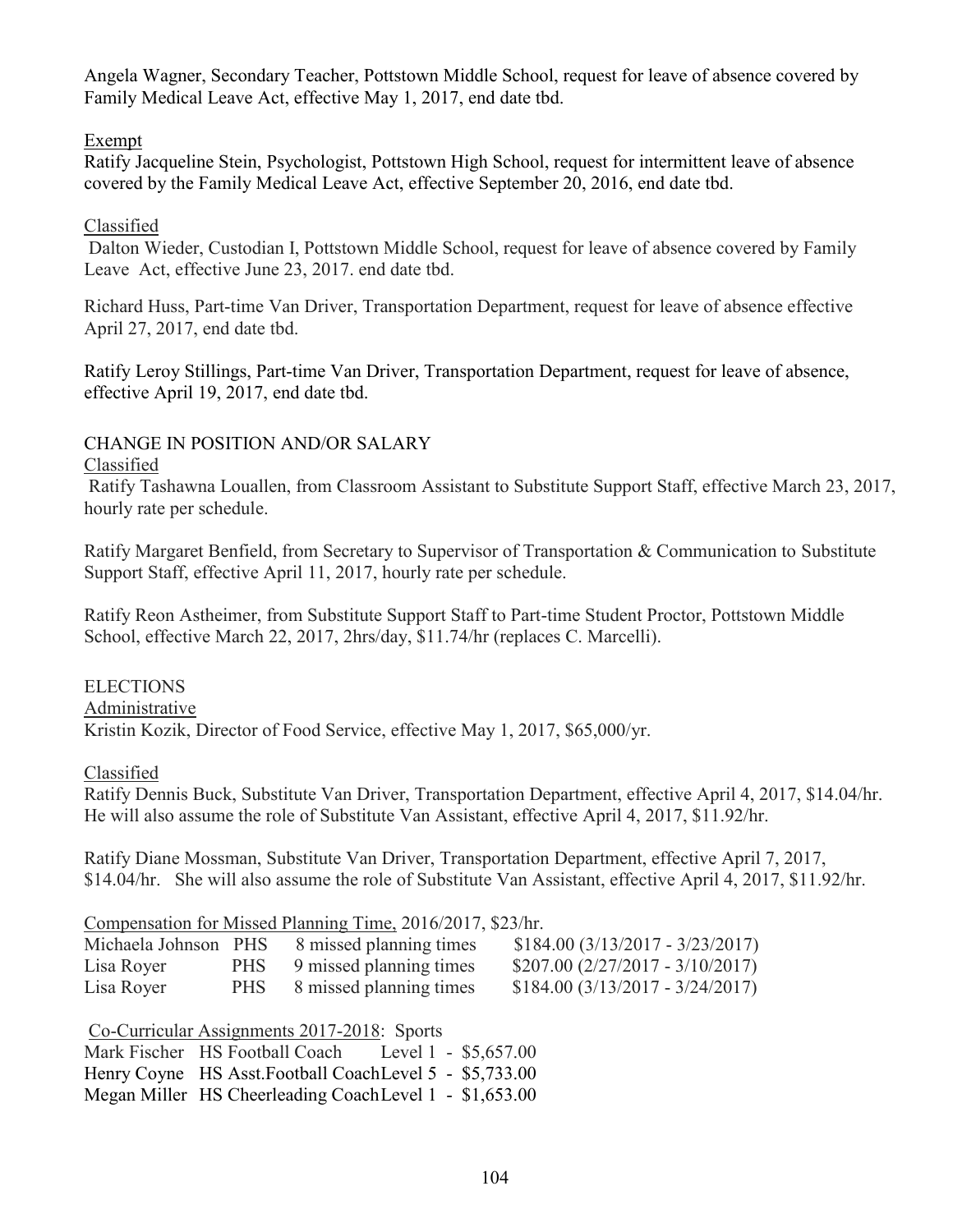Angela Wagner, Secondary Teacher, Pottstown Middle School, request for leave of absence covered by Family Medical Leave Act, effective May 1, 2017, end date tbd.

Exempt

Ratify Jacqueline Stein, Psychologist, Pottstown High School, request for intermittent leave of absence covered by the Family Medical Leave Act, effective September 20, 2016, end date tbd.

Classified

Dalton Wieder, Custodian I, Pottstown Middle School, request for leave of absence covered by Family Leave Act, effective June 23, 2017. end date tbd.

Richard Huss, Part-time Van Driver, Transportation Department, request for leave of absence effective April 27, 2017, end date tbd.

Ratify Leroy Stillings, Part-time Van Driver, Transportation Department, request for leave of absence, effective April 19, 2017, end date tbd.

CHANGE IN POSITION AND/OR SALARY

Classified

Ratify Tashawna Louallen, from Classroom Assistant to Substitute Support Staff, effective March 23, 2017, hourly rate per schedule.

Ratify Margaret Benfield, from Secretary to Supervisor of Transportation & Communication to Substitute Support Staff, effective April 11, 2017, hourly rate per schedule.

Ratify Reon Astheimer, from Substitute Support Staff to Part-time Student Proctor, Pottstown Middle School, effective March 22, 2017, 2hrs/day, $11.74/hr (replaces C. Marcelli).

ELECTIONS

Administrative

Kristin Kozik, Director of Food Service, effective May 1, 2017, $65,000/yr.

Classified

Ratify Dennis Buck, Substitute Van Driver, Transportation Department, effective April 4, 2017, $14.04/hr. He will also assume the role of Substitute Van Assistant, effective April 4, 2017, $11.92/hr.

Ratify Diane Mossman, Substitute Van Driver, Transportation Department, effective April 7, 2017, $14.04/hr. She will also assume the role of Substitute Van Assistant, effective April 4, 2017, $11.92/hr.

Compensation for Missed Planning Time, 2016/2017, $23/hr.

| | | | |
|---|---|---|---|
| Michaela Johnson | PHS | 8 missed planning times | $184.00 (3/13/2017 - 3/23/2017) |
| Lisa Royer | PHS | 9 missed planning times | $207.00 (2/27/2017 - 3/10/2017) |
| Lisa Royer | PHS | 8 missed planning times | $184.00 (3/13/2017 - 3/24/2017) |

Co-Curricular Assignments 2017-2018: Sports

| | | | |
|---|---|---|---|
| Mark Fischer | HS Football Coach | Level 1 | $5,657.00 |
| Henry Coyne | HS Asst.Football Coach | Level 5 | $5,733.00 |
| Megan Miller | HS Cheerleading Coach | Level 1 | $1,653.00 |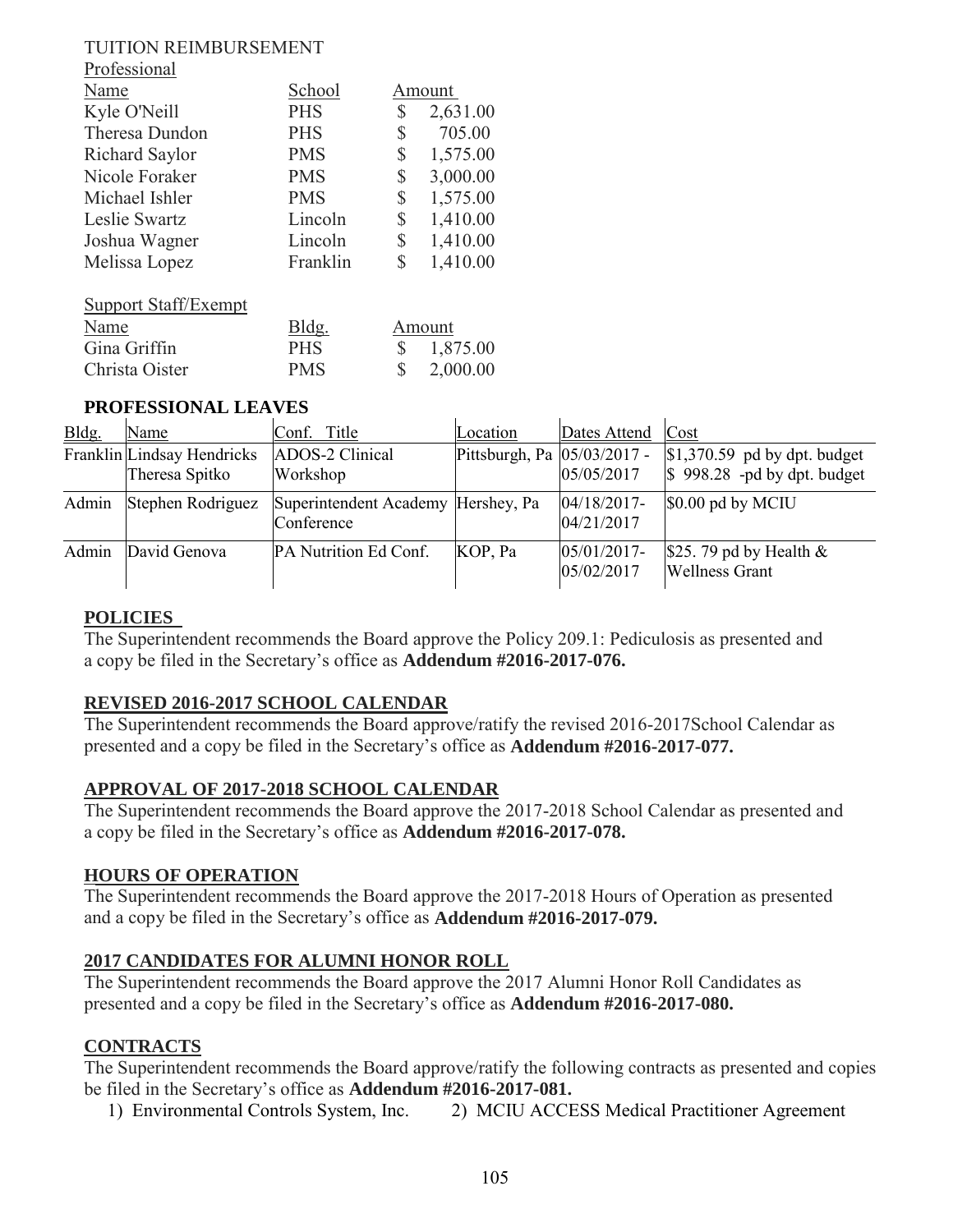TUITION REIMBURSEMENT

Professional

| Name | School | Amount |
|---|---|---|
| Kyle O'Neill | PHS | $ 2,631.00 |
| Theresa Dundon | PHS | $ 705.00 |
| Richard Saylor | PMS | $ 1,575.00 |
| Nicole Foraker | PMS | $ 3,000.00 |
| Michael Ishler | PMS | $ 1,575.00 |
| Leslie Swartz | Lincoln | $ 1,410.00 |
| Joshua Wagner | Lincoln | $ 1,410.00 |
| Melissa Lopez | Franklin | $ 1,410.00 |

Support Staff/Exempt

| Name | Bldg. | Amount |
|---|---|---|
| Gina Griffin | PHS | $ 1,875.00 |
| Christa Oister | PMS | $ 2,000.00 |

## PROFESSIONAL LEAVES

| Bldg. | Name | Conf. Title | Location | Dates Attend | Cost |
|---|---|---|---|---|---|
| Franklin | Lindsay Hendricks<br>Theresa Spitko | ADOS-2 Clinical Workshop | Pittsburgh, Pa | 05/03/2017 - 05/05/2017 | $1,370.59 pd by dpt. budget<br>$ 998.28 -pd by dpt. budget |
| Admin | Stephen Rodriguez | Superintendent Academy Conference | Hershey, Pa | 04/18/2017-04/21/2017 | $0.00 pd by MCIU |
| Admin | David Genova | PA Nutrition Ed Conf. | KOP, Pa | 05/01/2017-05/02/2017 | $25. 79 pd by Health & Wellness Grant |

## POLICIES

The Superintendent recommends the Board approve the Policy 209.1: Pediculosis as presented and a copy be filed in the Secretary's office as **Addendum #2016-2017-076.**

## REVISED 2016-2017 SCHOOL CALENDAR

The Superintendent recommends the Board approve/ratify the revised 2016-2017School Calendar as presented and a copy be filed in the Secretary's office as **Addendum #2016-2017-077.**

## APPROVAL OF 2017-2018 SCHOOL CALENDAR

The Superintendent recommends the Board approve the 2017-2018 School Calendar as presented and a copy be filed in the Secretary's office as **Addendum #2016-2017-078.**

## HOURS OF OPERATION

The Superintendent recommends the Board approve the 2017-2018 Hours of Operation as presented and a copy be filed in the Secretary's office as **Addendum #2016-2017-079.**

## 2017 CANDIDATES FOR ALUMNI HONOR ROLL

The Superintendent recommends the Board approve the 2017 Alumni Honor Roll Candidates as presented and a copy be filed in the Secretary's office as **Addendum #2016-2017-080.**

## CONTRACTS

The Superintendent recommends the Board approve/ratify the following contracts as presented and copies be filed in the Secretary's office as **Addendum #2016-2017-081.**

1) Environmental Controls System, Inc.
2) MCIU ACCESS Medical Practitioner Agreement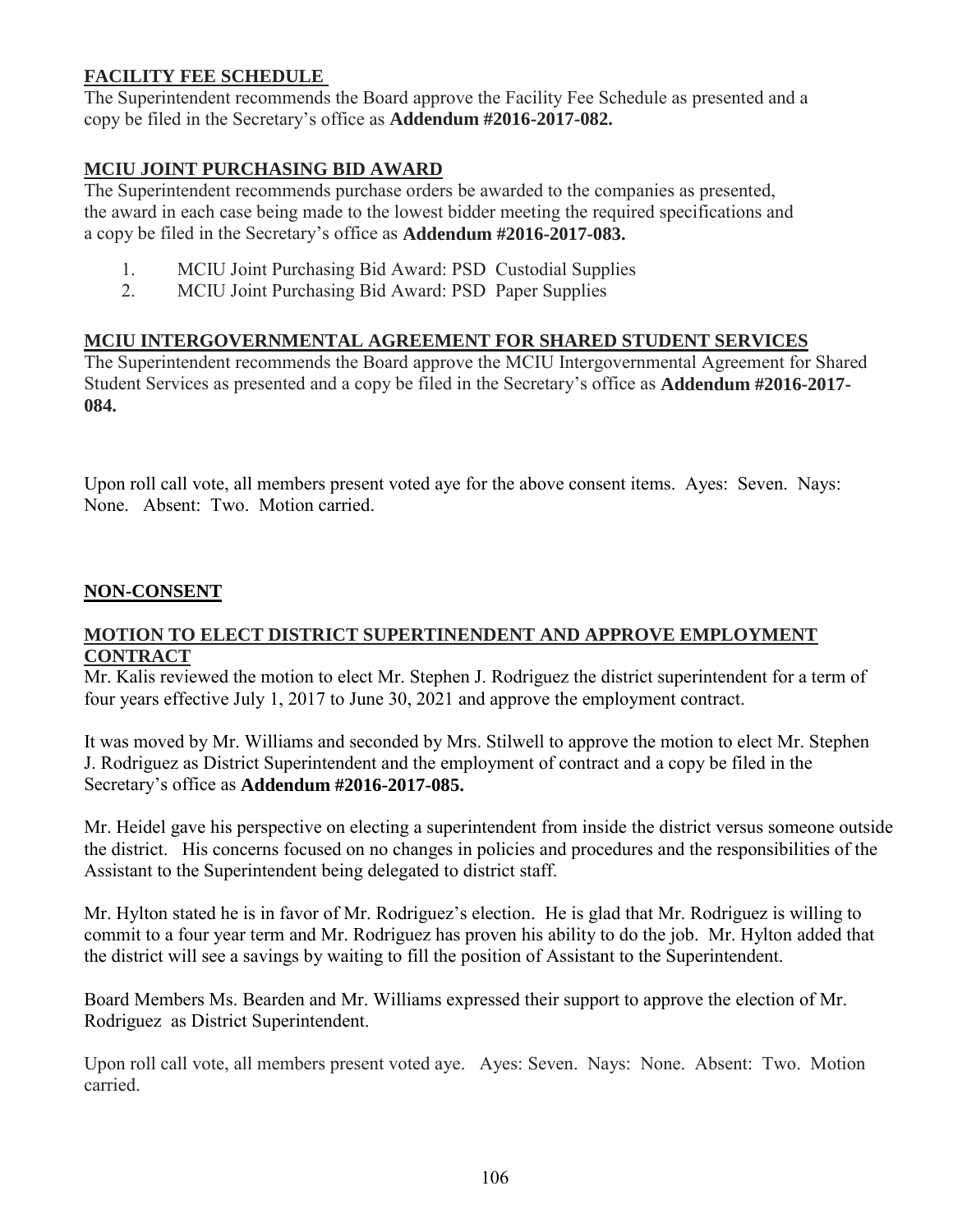**FACILITY FEE SCHEDULE**

The Superintendent recommends the Board approve the Facility Fee Schedule as presented and a copy be filed in the Secretary's office as **Addendum #2016-2017-082.**

**MCIU JOINT PURCHASING BID AWARD**

The Superintendent recommends purchase orders be awarded to the companies as presented, the award in each case being made to the lowest bidder meeting the required specifications and a copy be filed in the Secretary's office as **Addendum #2016-2017-083.**

1. MCIU Joint Purchasing Bid Award: PSD Custodial Supplies
2. MCIU Joint Purchasing Bid Award: PSD Paper Supplies

**MCIU INTERGOVERNMENTAL AGREEMENT FOR SHARED STUDENT SERVICES**

The Superintendent recommends the Board approve the MCIU Intergovernmental Agreement for Shared Student Services as presented and a copy be filed in the Secretary's office as **Addendum #2016-2017-084.**

Upon roll call vote, all members present voted aye for the above consent items. Ayes: Seven. Nays: None. Absent: Two. Motion carried.

**NON-CONSENT**

**MOTION TO ELECT DISTRICT SUPERTINENDENT AND APPROVE EMPLOYMENT CONTRACT**

Mr. Kalis reviewed the motion to elect Mr. Stephen J. Rodriguez the district superintendent for a term of four years effective July 1, 2017 to June 30, 2021 and approve the employment contract.

It was moved by Mr. Williams and seconded by Mrs. Stilwell to approve the motion to elect Mr. Stephen J. Rodriguez as District Superintendent and the employment of contract and a copy be filed in the Secretary's office as **Addendum #2016-2017-085.**

Mr. Heidel gave his perspective on electing a superintendent from inside the district versus someone outside the district. His concerns focused on no changes in policies and procedures and the responsibilities of the Assistant to the Superintendent being delegated to district staff.

Mr. Hylton stated he is in favor of Mr. Rodriguez's election. He is glad that Mr. Rodriguez is willing to commit to a four year term and Mr. Rodriguez has proven his ability to do the job. Mr. Hylton added that the district will see a savings by waiting to fill the position of Assistant to the Superintendent.

Board Members Ms. Bearden and Mr. Williams expressed their support to approve the election of Mr. Rodriguez as District Superintendent.

Upon roll call vote, all members present voted aye. Ayes: Seven. Nays: None. Absent: Two. Motion carried.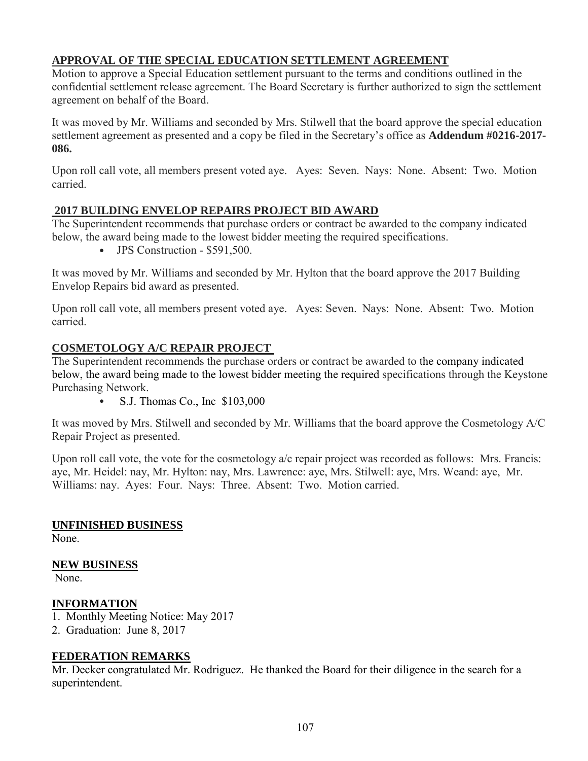## APPROVAL OF THE SPECIAL EDUCATION SETTLEMENT AGREEMENT

Motion to approve a Special Education settlement pursuant to the terms and conditions outlined in the confidential settlement release agreement. The Board Secretary is further authorized to sign the settlement agreement on behalf of the Board.

It was moved by Mr. Williams and seconded by Mrs. Stilwell that the board approve the special education settlement agreement as presented and a copy be filed in the Secretary's office as **Addendum #0216-2017-086.**

Upon roll call vote, all members present voted aye. Ayes: Seven. Nays: None. Absent: Two. Motion carried.

## 2017 BUILDING ENVELOP REPAIRS PROJECT BID AWARD

The Superintendent recommends that purchase orders or contract be awarded to the company indicated below, the award being made to the lowest bidder meeting the required specifications.

- JPS Construction - $591,500.

It was moved by Mr. Williams and seconded by Mr. Hylton that the board approve the 2017 Building Envelop Repairs bid award as presented.

Upon roll call vote, all members present voted aye. Ayes: Seven. Nays: None. Absent: Two. Motion carried.

## COSMETOLOGY A/C REPAIR PROJECT

The Superintendent recommends the purchase orders or contract be awarded to the company indicated below, the award being made to the lowest bidder meeting the required specifications through the Keystone Purchasing Network.

- S.J. Thomas Co., Inc $103,000

It was moved by Mrs. Stilwell and seconded by Mr. Williams that the board approve the Cosmetology A/C Repair Project as presented.

Upon roll call vote, the vote for the cosmetology a/c repair project was recorded as follows: Mrs. Francis: aye, Mr. Heidel: nay, Mr. Hylton: nay, Mrs. Lawrence: aye, Mrs. Stilwell: aye, Mrs. Weand: aye, Mr. Williams: nay. Ayes: Four. Nays: Three. Absent: Two. Motion carried.

## UNFINISHED BUSINESS

None.

## NEW BUSINESS

None.

## INFORMATION

1. Monthly Meeting Notice: May 2017
2. Graduation: June 8, 2017

## FEDERATION REMARKS

Mr. Decker congratulated Mr. Rodriguez. He thanked the Board for their diligence in the search for a superintendent.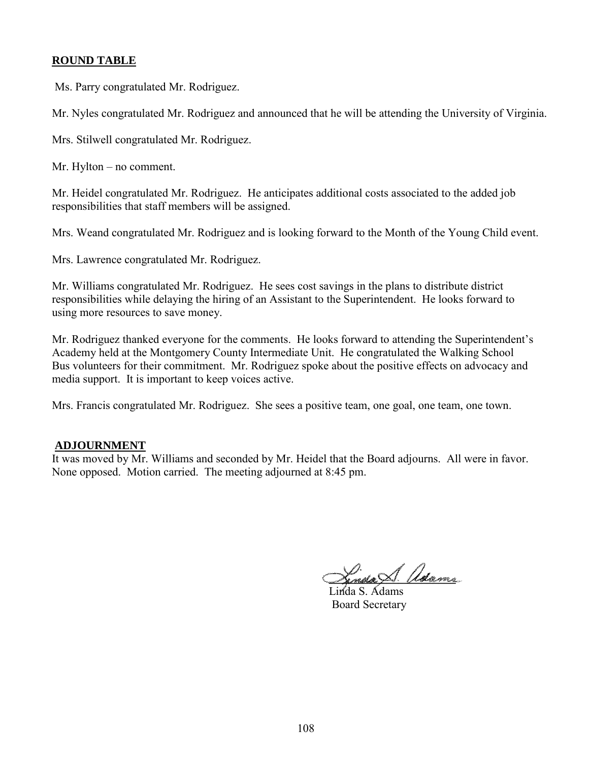**ROUND TABLE**

Ms. Parry congratulated Mr. Rodriguez.

Mr. Nyles congratulated Mr. Rodriguez and announced that he will be attending the University of Virginia.

Mrs. Stilwell congratulated Mr. Rodriguez.

Mr. Hylton – no comment.

Mr. Heidel congratulated Mr. Rodriguez. He anticipates additional costs associated to the added job responsibilities that staff members will be assigned.

Mrs. Weand congratulated Mr. Rodriguez and is looking forward to the Month of the Young Child event.

Mrs. Lawrence congratulated Mr. Rodriguez.

Mr. Williams congratulated Mr. Rodriguez. He sees cost savings in the plans to distribute district responsibilities while delaying the hiring of an Assistant to the Superintendent. He looks forward to using more resources to save money.

Mr. Rodriguez thanked everyone for the comments. He looks forward to attending the Superintendent's Academy held at the Montgomery County Intermediate Unit. He congratulated the Walking School Bus volunteers for their commitment. Mr. Rodriguez spoke about the positive effects on advocacy and media support. It is important to keep voices active.

Mrs. Francis congratulated Mr. Rodriguez. She sees a positive team, one goal, one team, one town.

**ADJOURNMENT**

It was moved by Mr. Williams and seconded by Mr. Heidel that the Board adjourns. All were in favor. None opposed. Motion carried. The meeting adjourned at 8:45 pm.

Linda S. Adams
Board Secretary